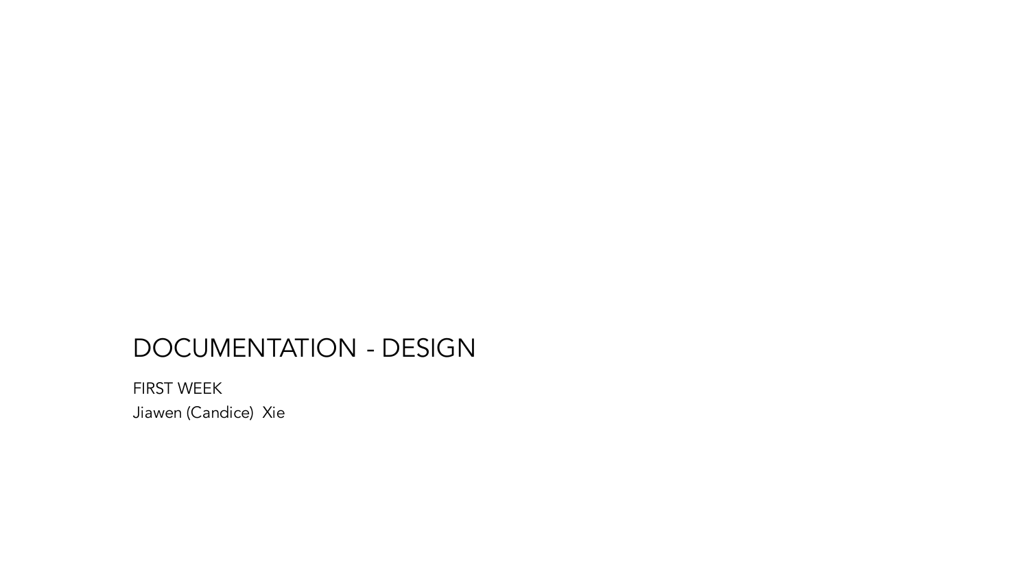# DOCUMENTATION - DESIGN

FIRST WEEK

Jiawen (Candice) Xie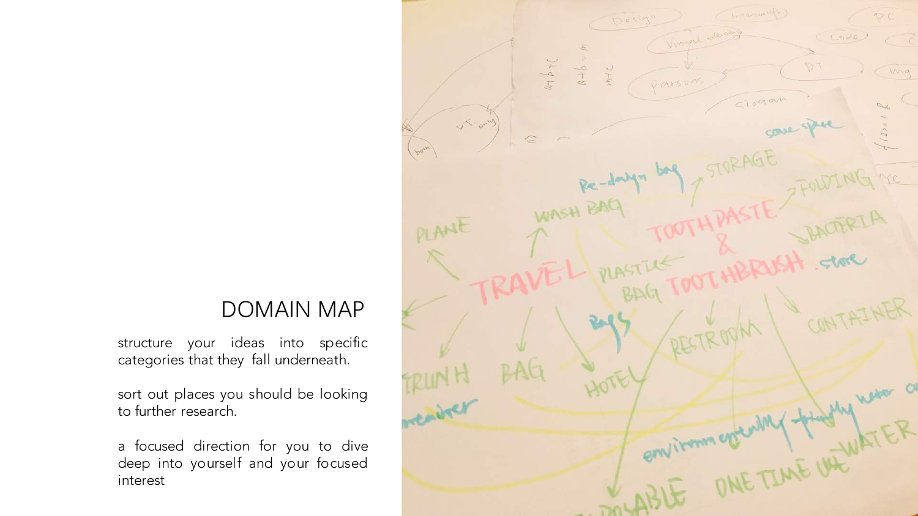# DOMAIN MAP

structure your ideas into specific categories that they fall underneath.

sort out places you should be looking to further research.

a focused direction for you to dive deep into yourself and your focused interest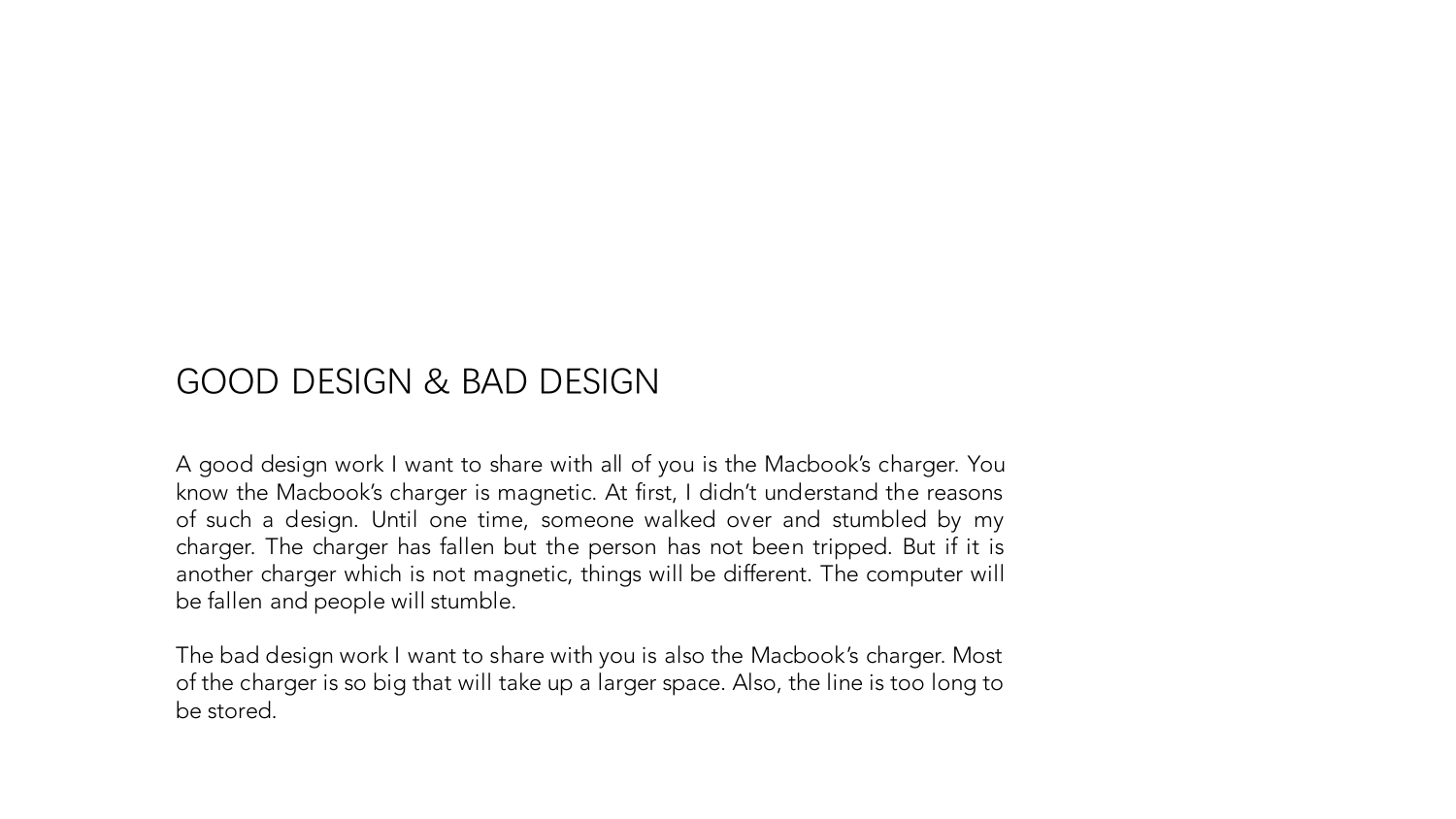# GOOD DESIGN & BAD DESIGN

A good design work I want to share with all of you is the Macbook's charger. You know the Macbook's charger is magnetic. At first, I didn't understand the reasons of such a design. Until one time, someone walked over and stumbled by my charger. The charger has fallen but the person has not been tripped. But if it is another charger which is not magnetic, things will be different. The computer will be fallen and people will stumble.

The bad design work I want to share with you is also the Macbook's charger. Most of the charger is so big that will take up a larger space. Also, the line is too long to be stored.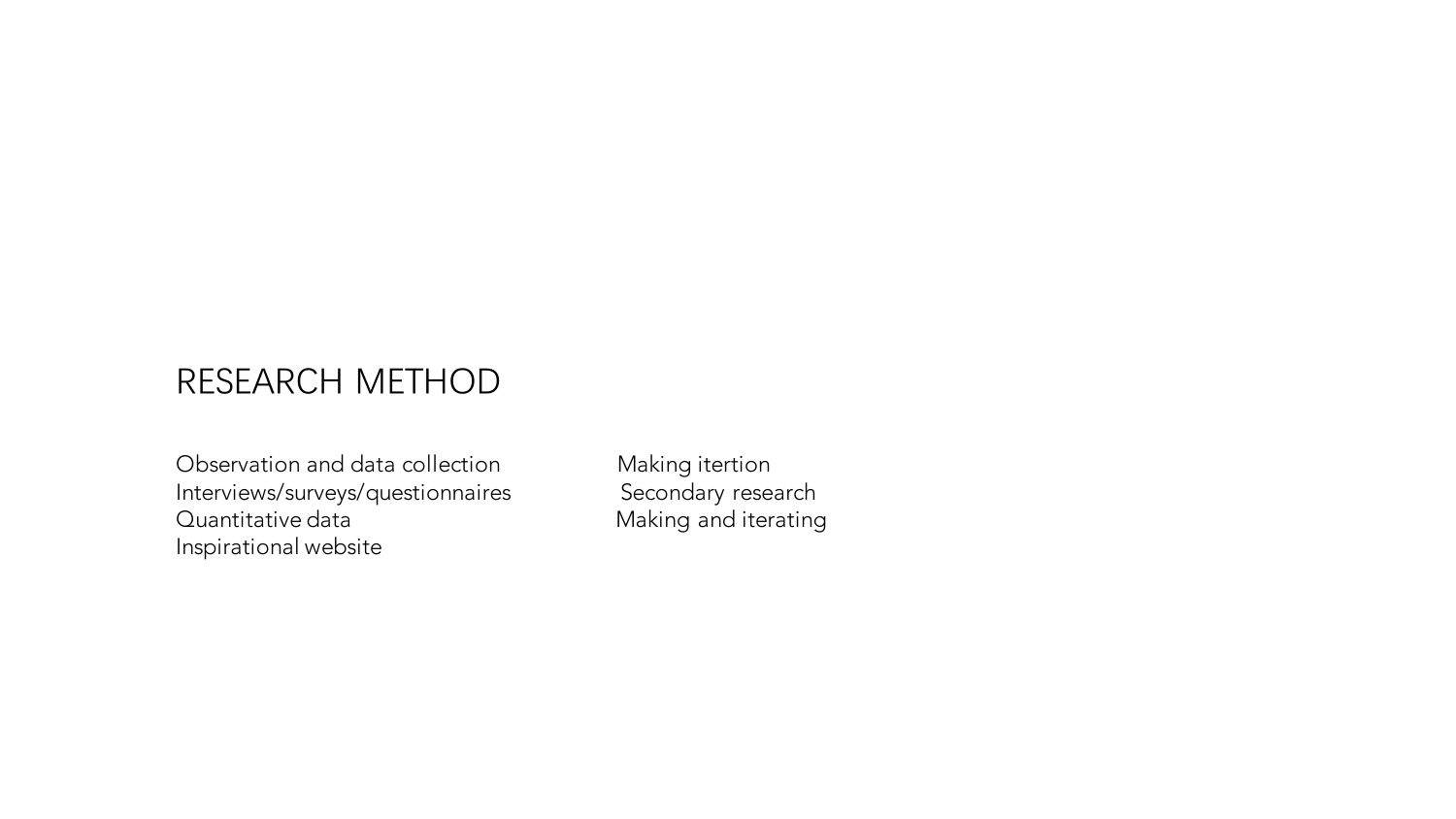# RESEARCH METHOD

Observation and data collection
Interviews/surveys/questionnaires
Quantitative data
Inspirational website

Making itertion
Secondary research
Making and iterating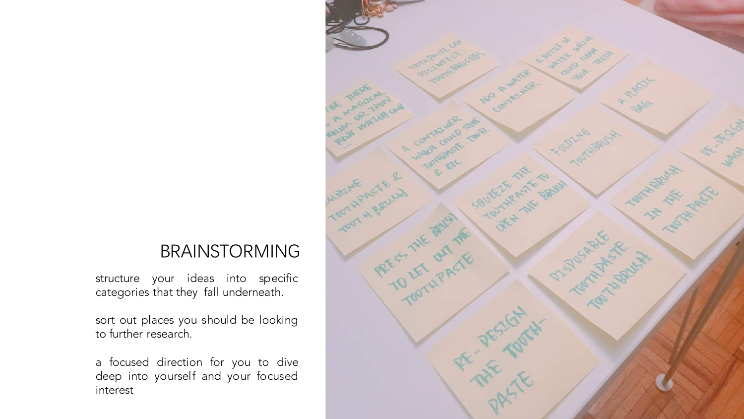# BRAINSTORMING

structure your ideas into specific categories that they fall underneath.

sort out places you should be looking to further research.

a focused direction for you to dive deep into yourself and your focused interest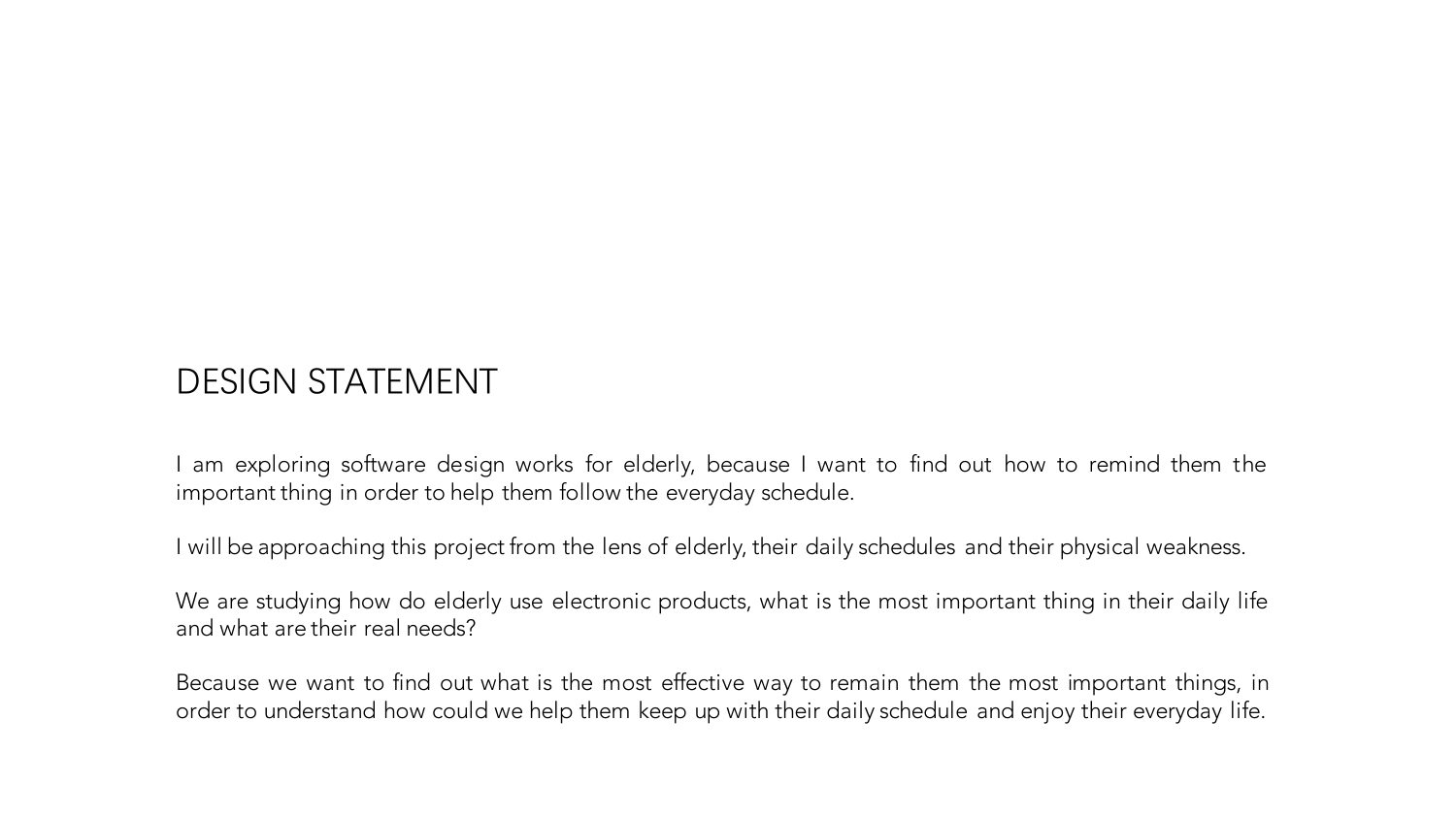# DESIGN STATEMENT

I am exploring software design works for elderly, because I want to find out how to remind them the important thing in order to help them follow the everyday schedule.

I will be approaching this project from the lens of elderly, their daily schedules and their physical weakness.

We are studying how do elderly use electronic products, what is the most important thing in their daily life and what are their real needs?

Because we want to find out what is the most effective way to remain them the most important things, in order to understand how could we help them keep up with their daily schedule and enjoy their everyday life.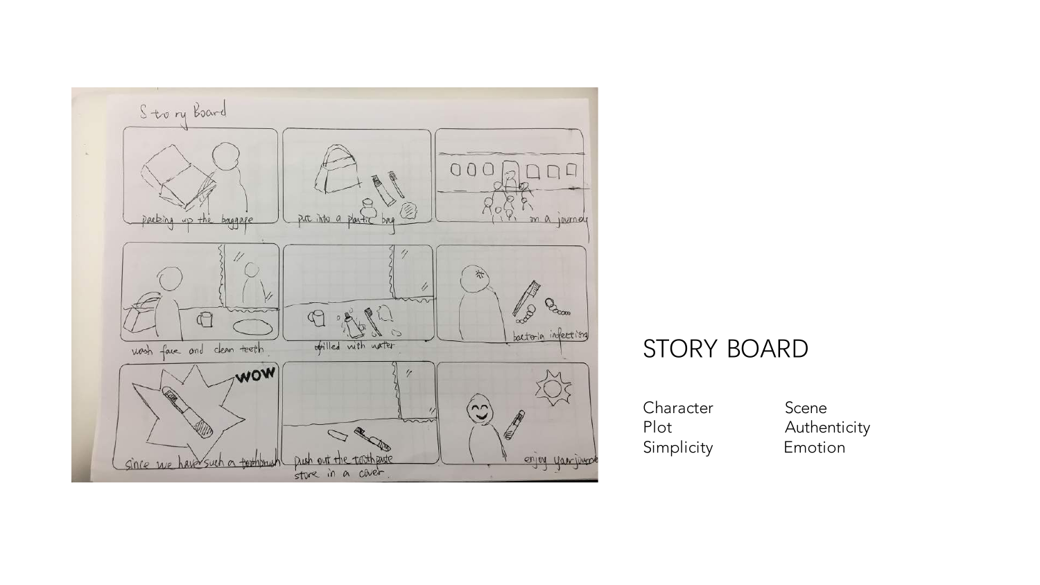# STORY BOARD

| | |
|---|---|
| Character | Scene |
| Plot | Authenticity |
| Simplicity | Emotion |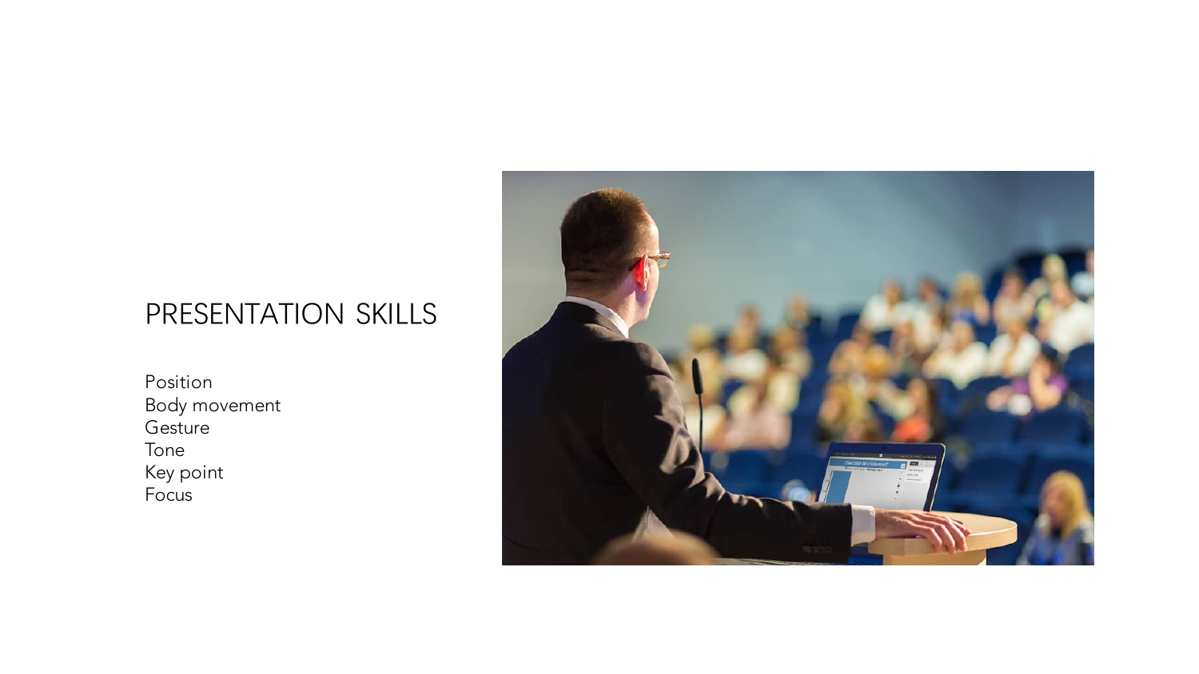# PRESENTATION SKILLS

Position
Body movement
Gesture
Tone
Key point
Focus